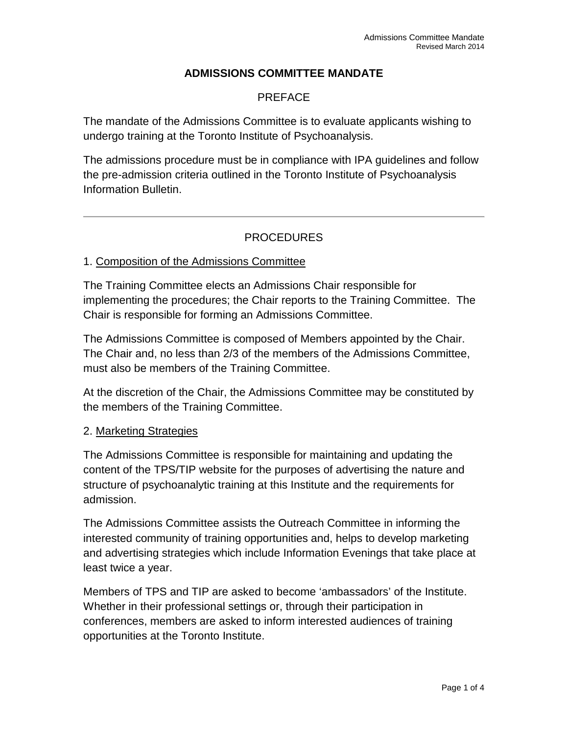# ADMISSIONS COMMITTEE MANDATE

## PREFACE

The mandate of the Admissions Committee is to evaluate applicants wishing to undergo training at the Toronto Institute of Psychoanalysis.

The admissions procedure must be in compliance with IPA guidelines and follow the pre-admission criteria outlined in the Toronto Institute of Psychoanalysis Information Bulletin.

---

## PROCEDURES

### 1. Composition of the Admissions Committee

The Training Committee elects an Admissions Chair responsible for implementing the procedures; the Chair reports to the Training Committee. The Chair is responsible for forming an Admissions Committee.

The Admissions Committee is composed of Members appointed by the Chair. The Chair and, no less than 2/3 of the members of the Admissions Committee, must also be members of the Training Committee.

At the discretion of the Chair, the Admissions Committee may be constituted by the members of the Training Committee.

### 2. Marketing Strategies

The Admissions Committee is responsible for maintaining and updating the content of the TPS/TIP website for the purposes of advertising the nature and structure of psychoanalytic training at this Institute and the requirements for admission.

The Admissions Committee assists the Outreach Committee in informing the interested community of training opportunities and, helps to develop marketing and advertising strategies which include Information Evenings that take place at least twice a year.

Members of TPS and TIP are asked to become 'ambassadors' of the Institute. Whether in their professional settings or, through their participation in conferences, members are asked to inform interested audiences of training opportunities at the Toronto Institute.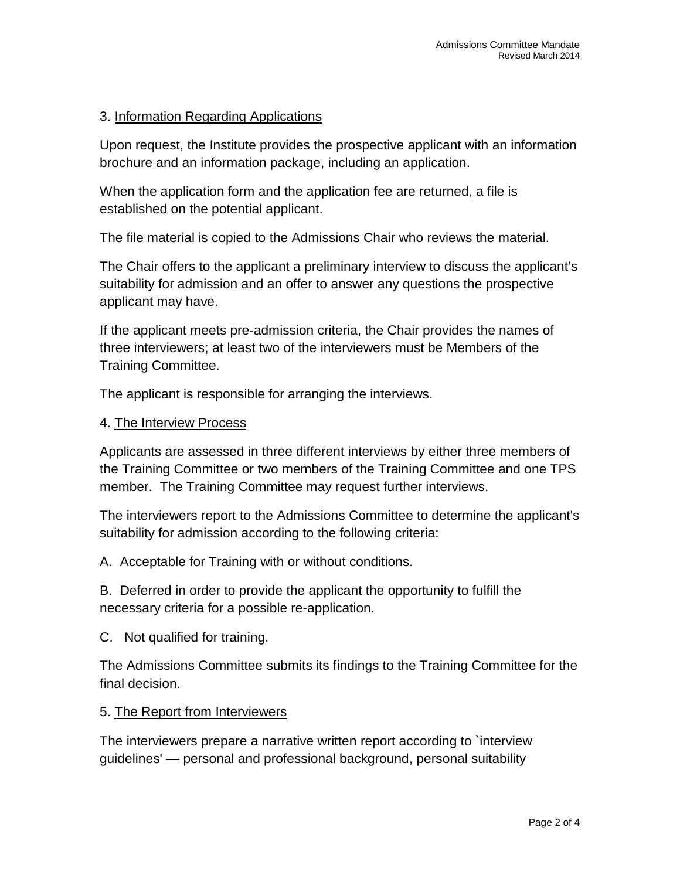3. <u>Information Regarding Applications</u>

Upon request, the Institute provides the prospective applicant with an information brochure and an information package, including an application.

When the application form and the application fee are returned, a file is established on the potential applicant.

The file material is copied to the Admissions Chair who reviews the material.

The Chair offers to the applicant a preliminary interview to discuss the applicant's suitability for admission and an offer to answer any questions the prospective applicant may have.

If the applicant meets pre-admission criteria, the Chair provides the names of three interviewers; at least two of the interviewers must be Members of the Training Committee.

The applicant is responsible for arranging the interviews.

4. <u>The Interview Process</u>

Applicants are assessed in three different interviews by either three members of the Training Committee or two members of the Training Committee and one TPS member. The Training Committee may request further interviews.

The interviewers report to the Admissions Committee to determine the applicant's suitability for admission according to the following criteria:

A. Acceptable for Training with or without conditions.

B. Deferred in order to provide the applicant the opportunity to fulfill the necessary criteria for a possible re-application.

C. Not qualified for training.

The Admissions Committee submits its findings to the Training Committee for the final decision.

5. <u>The Report from Interviewers</u>

The interviewers prepare a narrative written report according to `interview guidelines' — personal and professional background, personal suitability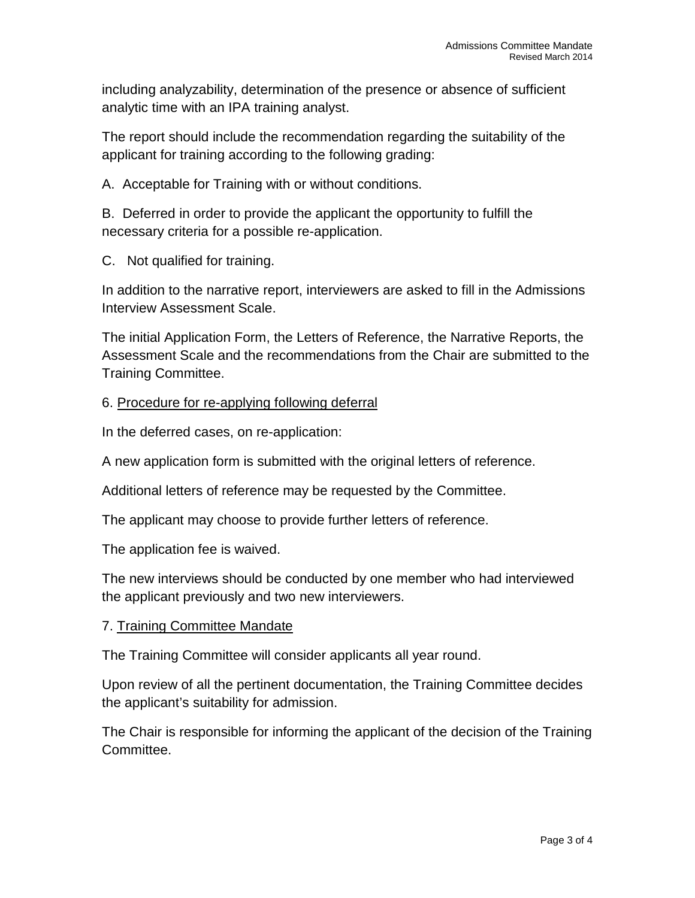including analyzability, determination of the presence or absence of sufficient analytic time with an IPA training analyst.

The report should include the recommendation regarding the suitability of the applicant for training according to the following grading:

A. Acceptable for Training with or without conditions.

B. Deferred in order to provide the applicant the opportunity to fulfill the necessary criteria for a possible re-application.

C. Not qualified for training.

In addition to the narrative report, interviewers are asked to fill in the Admissions Interview Assessment Scale.

The initial Application Form, the Letters of Reference, the Narrative Reports, the Assessment Scale and the recommendations from the Chair are submitted to the Training Committee.

6. <u>Procedure for re-applying following deferral</u>

In the deferred cases, on re-application:

A new application form is submitted with the original letters of reference.

Additional letters of reference may be requested by the Committee.

The applicant may choose to provide further letters of reference.

The application fee is waived.

The new interviews should be conducted by one member who had interviewed the applicant previously and two new interviewers.

7. <u>Training Committee Mandate</u>

The Training Committee will consider applicants all year round.

Upon review of all the pertinent documentation, the Training Committee decides the applicant's suitability for admission.

The Chair is responsible for informing the applicant of the decision of the Training Committee.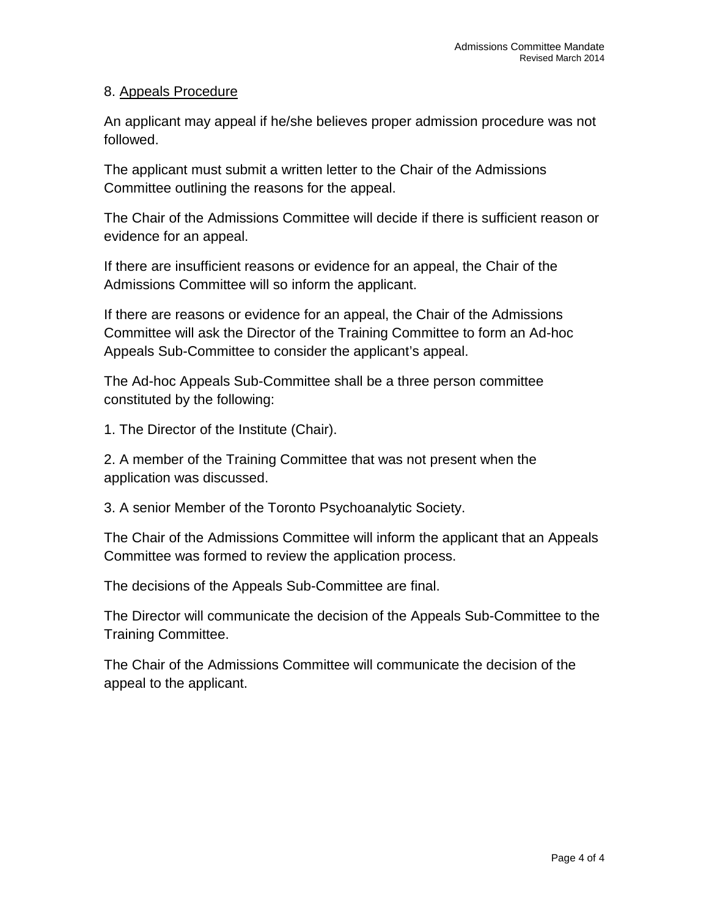## 8. Appeals Procedure

An applicant may appeal if he/she believes proper admission procedure was not followed.

The applicant must submit a written letter to the Chair of the Admissions Committee outlining the reasons for the appeal.

The Chair of the Admissions Committee will decide if there is sufficient reason or evidence for an appeal.

If there are insufficient reasons or evidence for an appeal, the Chair of the Admissions Committee will so inform the applicant.

If there are reasons or evidence for an appeal, the Chair of the Admissions Committee will ask the Director of the Training Committee to form an Ad-hoc Appeals Sub-Committee to consider the applicant's appeal.

The Ad-hoc Appeals Sub-Committee shall be a three person committee constituted by the following:

1. The Director of the Institute (Chair).

2. A member of the Training Committee that was not present when the application was discussed.

3. A senior Member of the Toronto Psychoanalytic Society.

The Chair of the Admissions Committee will inform the applicant that an Appeals Committee was formed to review the application process.

The decisions of the Appeals Sub-Committee are final.

The Director will communicate the decision of the Appeals Sub-Committee to the Training Committee.

The Chair of the Admissions Committee will communicate the decision of the appeal to the applicant.